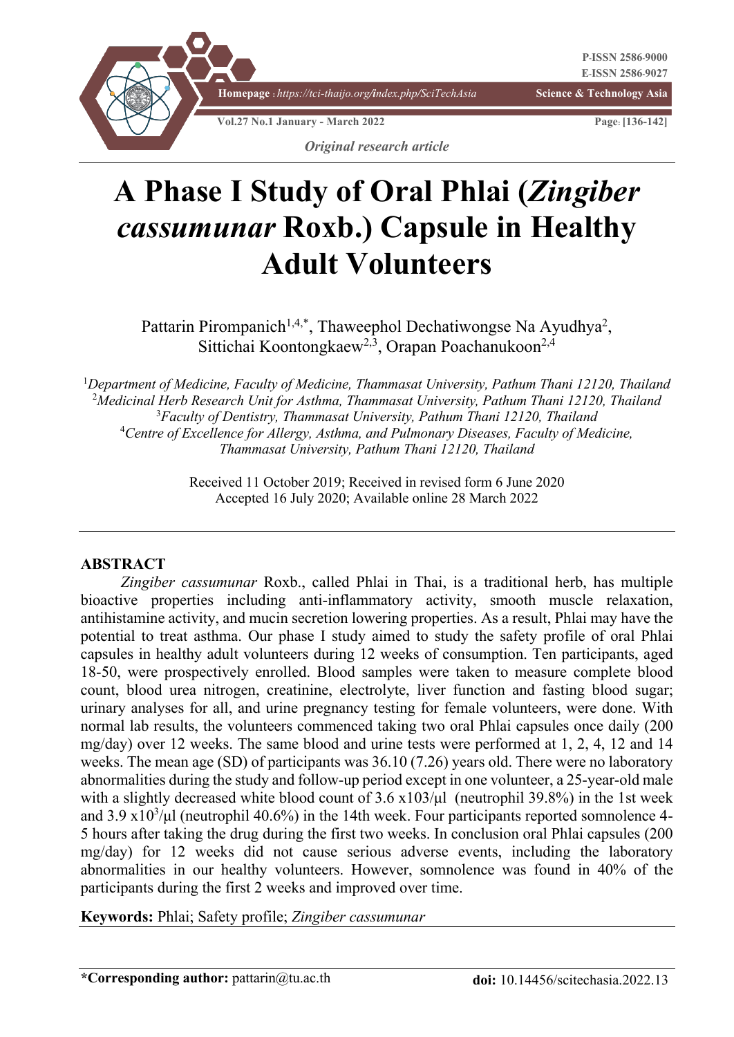*Original research article*

# A Phase I Study of Oral Phlai (*Zingiber cassumunar* Roxb.) Capsule in Healthy Adult Volunteers

Pattarin Pirompanich[1,4,*], Thaweephol Dechatiwongse Na Ayudhya[2], Sittichai Koontongkaew[2,3], Orapan Poachanukoon[2,4]

[1]*Department of Medicine, Faculty of Medicine, Thammasat University, Pathum Thani 12120, Thailand*
[2]*Medicinal Herb Research Unit for Asthma, Thammasat University, Pathum Thani 12120, Thailand*
[3]*Faculty of Dentistry, Thammasat University, Pathum Thani 12120, Thailand*
[4]*Centre of Excellence for Allergy, Asthma, and Pulmonary Diseases, Faculty of Medicine, Thammasat University, Pathum Thani 12120, Thailand*

Received 11 October 2019; Received in revised form 6 June 2020
Accepted 16 July 2020; Available online 28 March 2022

## ABSTRACT

*Zingiber cassumunar* Roxb., called Phlai in Thai, is a traditional herb, has multiple bioactive properties including anti-inflammatory activity, smooth muscle relaxation, antihistamine activity, and mucin secretion lowering properties. As a result, Phlai may have the potential to treat asthma. Our phase I study aimed to study the safety profile of oral Phlai capsules in healthy adult volunteers during 12 weeks of consumption. Ten participants, aged 18-50, were prospectively enrolled. Blood samples were taken to measure complete blood count, blood urea nitrogen, creatinine, electrolyte, liver function and fasting blood sugar; urinary analyses for all, and urine pregnancy testing for female volunteers, were done. With normal lab results, the volunteers commenced taking two oral Phlai capsules once daily (200 mg/day) over 12 weeks. The same blood and urine tests were performed at 1, 2, 4, 12 and 14 weeks. The mean age (SD) of participants was 36.10 (7.26) years old. There were no laboratory abnormalities during the study and follow-up period except in one volunteer, a 25-year-old male with a slightly decreased white blood count of 3.6 x103/µl (neutrophil 39.8%) in the 1st week and 3.9 $x10^3$/µl (neutrophil 40.6%) in the 14th week. Four participants reported somnolence 4-5 hours after taking the drug during the first two weeks. In conclusion oral Phlai capsules (200 mg/day) for 12 weeks did not cause serious adverse events, including the laboratory abnormalities in our healthy volunteers. However, somnolence was found in 40% of the participants during the first 2 weeks and improved over time.

**Keywords:** Phlai; Safety profile; *Zingiber cassumunar*

**\*Corresponding author:** pattarin@tu.ac.th

**doi:** 10.14456/scitechasia.2022.13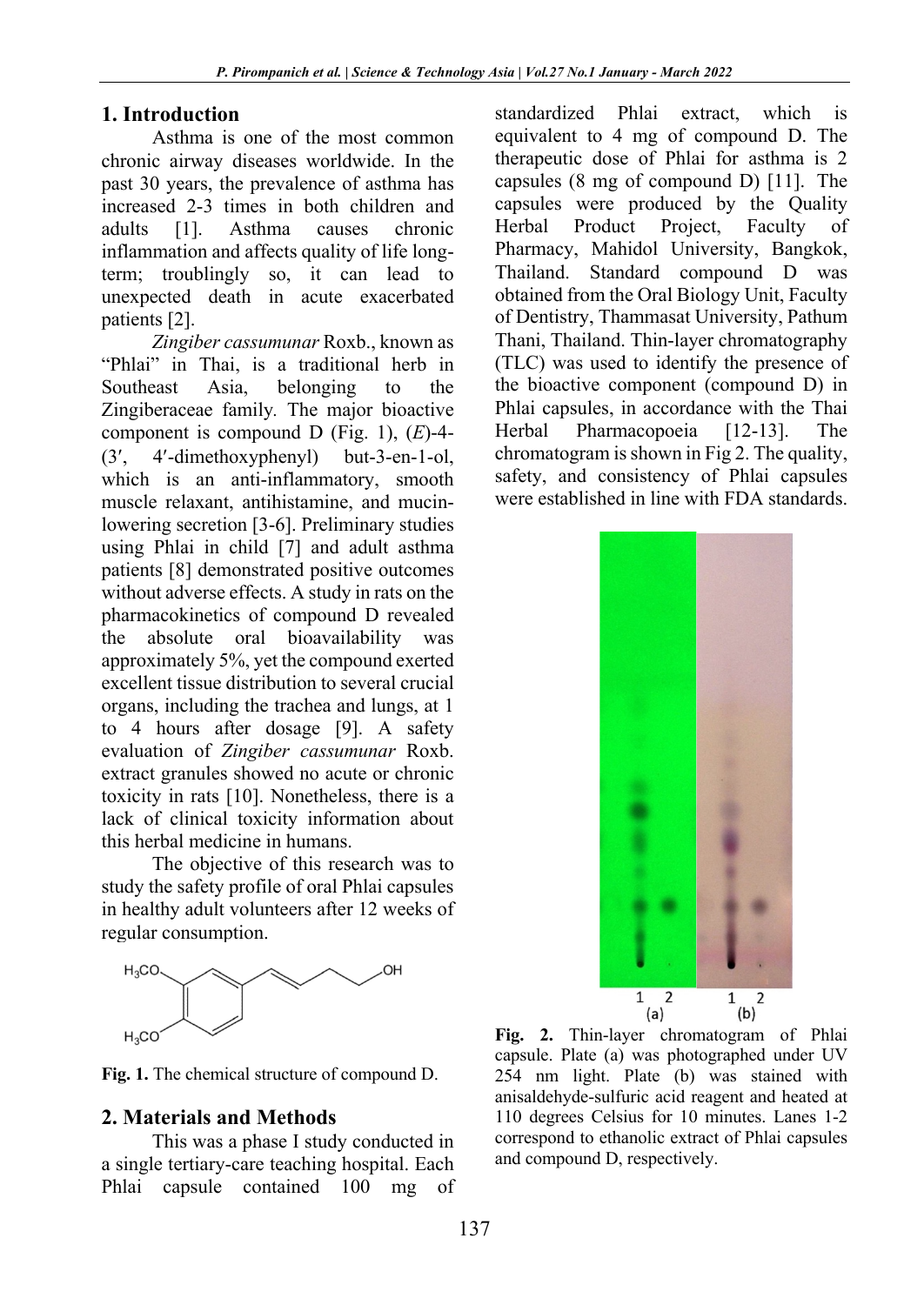## 1. Introduction

Asthma is one of the most common chronic airway diseases worldwide. In the past 30 years, the prevalence of asthma has increased 2-3 times in both children and adults [1]. Asthma causes chronic inflammation and affects quality of life long-term; troublingly so, it can lead to unexpected death in acute exacerbated patients [2].

*Zingiber cassumunar* Roxb., known as "Phlai" in Thai, is a traditional herb in Southeast Asia, belonging to the Zingiberaceae family. The major bioactive component is compound D (Fig. 1), (*E*)-4-(3′, 4′-dimethoxyphenyl) but-3-en-1-ol, which is an anti-inflammatory, smooth muscle relaxant, antihistamine, and mucin-lowering secretion [3-6]. Preliminary studies using Phlai in child [7] and adult asthma patients [8] demonstrated positive outcomes without adverse effects. A study in rats on the pharmacokinetics of compound D revealed the absolute oral bioavailability was approximately 5%, yet the compound exerted excellent tissue distribution to several crucial organs, including the trachea and lungs, at 1 to 4 hours after dosage [9]. A safety evaluation of *Zingiber cassumunar* Roxb. extract granules showed no acute or chronic toxicity in rats [10]. Nonetheless, there is a lack of clinical toxicity information about this herbal medicine in humans.

The objective of this research was to study the safety profile of oral Phlai capsules in healthy adult volunteers after 12 weeks of regular consumption.

**Fig. 1.** The chemical structure of compound D.

## 2. Materials and Methods

This was a phase I study conducted in a single tertiary-care teaching hospital. Each Phlai capsule contained 100 mg of standardized Phlai extract, which is equivalent to 4 mg of compound D. The therapeutic dose of Phlai for asthma is 2 capsules (8 mg of compound D) [11]. The capsules were produced by the Quality Herbal Product Project, Faculty of Pharmacy, Mahidol University, Bangkok, Thailand. Standard compound D was obtained from the Oral Biology Unit, Faculty of Dentistry, Thammasat University, Pathum Thani, Thailand. Thin-layer chromatography (TLC) was used to identify the presence of the bioactive component (compound D) in Phlai capsules, in accordance with the Thai Herbal Pharmacopoeia [12-13]. The chromatogram is shown in Fig 2. The quality, safety, and consistency of Phlai capsules were established in line with FDA standards.

**Fig. 2.** Thin-layer chromatogram of Phlai capsule. Plate (a) was photographed under UV 254 nm light. Plate (b) was stained with anisaldehyde-sulfuric acid reagent and heated at 110 degrees Celsius for 10 minutes. Lanes 1-2 correspond to ethanolic extract of Phlai capsules and compound D, respectively.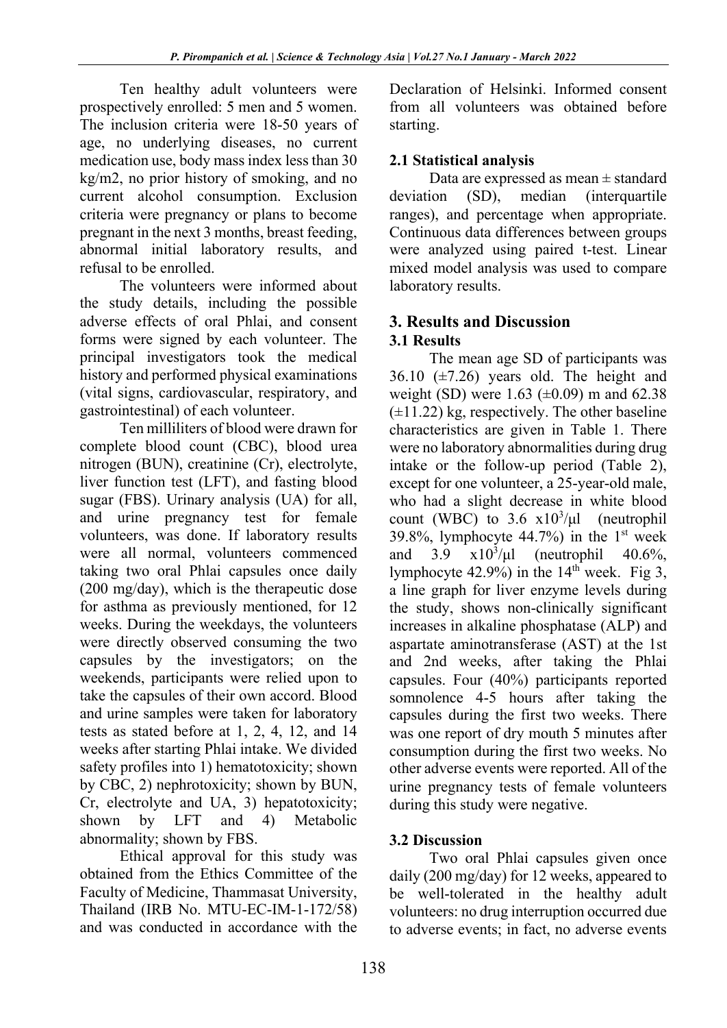Ten healthy adult volunteers were prospectively enrolled: 5 men and 5 women. The inclusion criteria were 18-50 years of age, no underlying diseases, no current medication use, body mass index less than 30 kg/m2, no prior history of smoking, and no current alcohol consumption. Exclusion criteria were pregnancy or plans to become pregnant in the next 3 months, breast feeding, abnormal initial laboratory results, and refusal to be enrolled.

The volunteers were informed about the study details, including the possible adverse effects of oral Phlai, and consent forms were signed by each volunteer. The principal investigators took the medical history and performed physical examinations (vital signs, cardiovascular, respiratory, and gastrointestinal) of each volunteer.

Ten milliliters of blood were drawn for complete blood count (CBC), blood urea nitrogen (BUN), creatinine (Cr), electrolyte, liver function test (LFT), and fasting blood sugar (FBS). Urinary analysis (UA) for all, and urine pregnancy test for female volunteers, was done. If laboratory results were all normal, volunteers commenced taking two oral Phlai capsules once daily (200 mg/day), which is the therapeutic dose for asthma as previously mentioned, for 12 weeks. During the weekdays, the volunteers were directly observed consuming the two capsules by the investigators; on the weekends, participants were relied upon to take the capsules of their own accord. Blood and urine samples were taken for laboratory tests as stated before at 1, 2, 4, 12, and 14 weeks after starting Phlai intake. We divided safety profiles into 1) hematotoxicity; shown by CBC, 2) nephrotoxicity; shown by BUN, Cr, electrolyte and UA, 3) hepatotoxicity; shown by LFT and 4) Metabolic abnormality; shown by FBS.

Ethical approval for this study was obtained from the Ethics Committee of the Faculty of Medicine, Thammasat University, Thailand (IRB No. MTU-EC-IM-1-172/58) and was conducted in accordance with the Declaration of Helsinki. Informed consent from all volunteers was obtained before starting.

### 2.1 Statistical analysis

Data are expressed as mean ± standard deviation (SD), median (interquartile ranges), and percentage when appropriate. Continuous data differences between groups were analyzed using paired t-test. Linear mixed model analysis was used to compare laboratory results.

## 3. Results and Discussion

### 3.1 Results

The mean age SD of participants was 36.10 (±7.26) years old. The height and weight (SD) were 1.63 (±0.09) m and 62.38 (±11.22) kg, respectively. The other baseline characteristics are given in Table 1. There were no laboratory abnormalities during drug intake or the follow-up period (Table 2), except for one volunteer, a 25-year-old male, who had a slight decrease in white blood count (WBC) to 3.6 $x10^3/\mu l$ (neutrophil 39.8%, lymphocyte 44.7%) in the 1st week and 3.9 $x10^3/\mu l$ (neutrophil 40.6%, lymphocyte 42.9%) in the 14th week. Fig 3, a line graph for liver enzyme levels during the study, shows non-clinically significant increases in alkaline phosphatase (ALP) and aspartate aminotransferase (AST) at the 1st and 2nd weeks, after taking the Phlai capsules. Four (40%) participants reported somnolence 4-5 hours after taking the capsules during the first two weeks. There was one report of dry mouth 5 minutes after consumption during the first two weeks. No other adverse events were reported. All of the urine pregnancy tests of female volunteers during this study were negative.

### 3.2 Discussion

Two oral Phlai capsules given once daily (200 mg/day) for 12 weeks, appeared to be well-tolerated in the healthy adult volunteers: no drug interruption occurred due to adverse events; in fact, no adverse events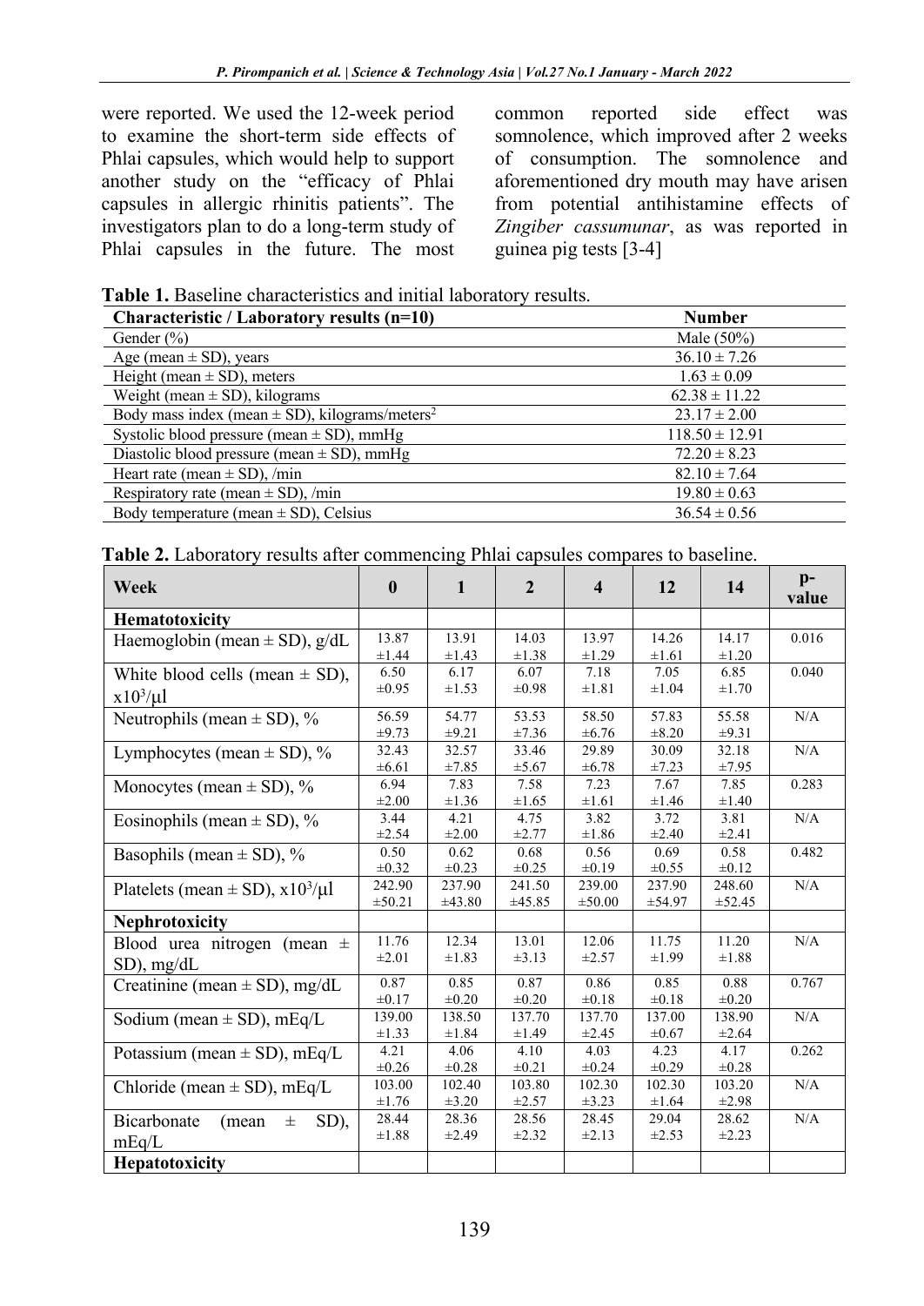were reported. We used the 12-week period to examine the short-term side effects of Phlai capsules, which would help to support another study on the "efficacy of Phlai capsules in allergic rhinitis patients". The investigators plan to do a long-term study of Phlai capsules in the future. The most common reported side effect was somnolence, which improved after 2 weeks of consumption. The somnolence and aforementioned dry mouth may have arisen from potential antihistamine effects of *Zingiber cassumunar*, as was reported in guinea pig tests [3-4]

**Table 1.** Baseline characteristics and initial laboratory results.

| Characteristic / Laboratory results (n=10) | Number |
|---|---|
| Gender (%) | Male (50%) |
| Age (mean ± SD), years | 36.10 ± 7.26 |
| Height (mean ± SD), meters | 1.63 ± 0.09 |
| Weight (mean ± SD), kilograms | 62.38 ± 11.22 |
| Body mass index (mean ± SD), kilograms/meters$^2$ | 23.17 ± 2.00 |
| Systolic blood pressure (mean ± SD), mmHg | 118.50 ± 12.91 |
| Diastolic blood pressure (mean ± SD), mmHg | 72.20 ± 8.23 |
| Heart rate (mean ± SD), /min | 82.10 ± 7.64 |
| Respiratory rate (mean ± SD), /min | 19.80 ± 0.63 |
| Body temperature (mean ± SD), Celsius | 36.54 ± 0.56 |

**Table 2.** Laboratory results after commencing Phlai capsules compares to baseline.

| Week | 0 | 1 | 2 | 4 | 12 | 14 | p-value |
|---|---|---|---|---|---|---|---|
| **Hematotoxicity** | | | | | | | |
| Haemoglobin (mean ± SD), g/dL | 13.87 ±1.44 | 13.91 ±1.43 | 14.03 ±1.38 | 13.97 ±1.29 | 14.26 ±1.61 | 14.17 ±1.20 | 0.016 |
| White blood cells (mean ± SD), x10$^3$/μl | 6.50 ±0.95 | 6.17 ±1.53 | 6.07 ±0.98 | 7.18 ±1.81 | 7.05 ±1.04 | 6.85 ±1.70 | 0.040 |
| Neutrophils (mean ± SD), % | 56.59 ±9.73 | 54.77 ±9.21 | 53.53 ±7.36 | 58.50 ±6.76 | 57.83 ±8.20 | 55.58 ±9.31 | N/A |
| Lymphocytes (mean ± SD), % | 32.43 ±6.61 | 32.57 ±7.85 | 33.46 ±5.67 | 29.89 ±6.78 | 30.09 ±7.23 | 32.18 ±7.95 | N/A |
| Monocytes (mean ± SD), % | 6.94 ±2.00 | 7.83 ±1.36 | 7.58 ±1.65 | 7.23 ±1.61 | 7.67 ±1.46 | 7.85 ±1.40 | 0.283 |
| Eosinophils (mean ± SD), % | 3.44 ±2.54 | 4.21 ±2.00 | 4.75 ±2.77 | 3.82 ±1.86 | 3.72 ±2.40 | 3.81 ±2.41 | N/A |
| Basophils (mean ± SD), % | 0.50 ±0.32 | 0.62 ±0.23 | 0.68 ±0.25 | 0.56 ±0.19 | 0.69 ±0.55 | 0.58 ±0.12 | 0.482 |
| Platelets (mean ± SD), x10$^3$/μl | 242.90 ±50.21 | 237.90 ±43.80 | 241.50 ±45.85 | 239.00 ±50.00 | 237.90 ±54.97 | 248.60 ±52.45 | N/A |
| **Nephrotoxicity** | | | | | | | |
| Blood urea nitrogen (mean ± SD), mg/dL | 11.76 ±2.01 | 12.34 ±1.83 | 13.01 ±3.13 | 12.06 ±2.57 | 11.75 ±1.99 | 11.20 ±1.88 | N/A |
| Creatinine (mean ± SD), mg/dL | 0.87 ±0.17 | 0.85 ±0.20 | 0.87 ±0.20 | 0.86 ±0.18 | 0.85 ±0.18 | 0.88 ±0.20 | 0.767 |
| Sodium (mean ± SD), mEq/L | 139.00 ±1.33 | 138.50 ±1.84 | 137.70 ±1.49 | 137.70 ±2.45 | 137.00 ±0.67 | 138.90 ±2.64 | N/A |
| Potassium (mean ± SD), mEq/L | 4.21 ±0.26 | 4.06 ±0.28 | 4.10 ±0.21 | 4.03 ±0.24 | 4.23 ±0.29 | 4.17 ±0.28 | 0.262 |
| Chloride (mean ± SD), mEq/L | 103.00 ±1.76 | 102.40 ±3.20 | 103.80 ±2.57 | 102.30 ±3.23 | 102.30 ±1.64 | 103.20 ±2.98 | N/A |
| Bicarbonate (mean ± SD), mEq/L | 28.44 ±1.88 | 28.36 ±2.49 | 28.56 ±2.32 | 28.45 ±2.13 | 29.04 ±2.53 | 28.62 ±2.23 | N/A |
| **Hepatotoxicity** | | | | | | | |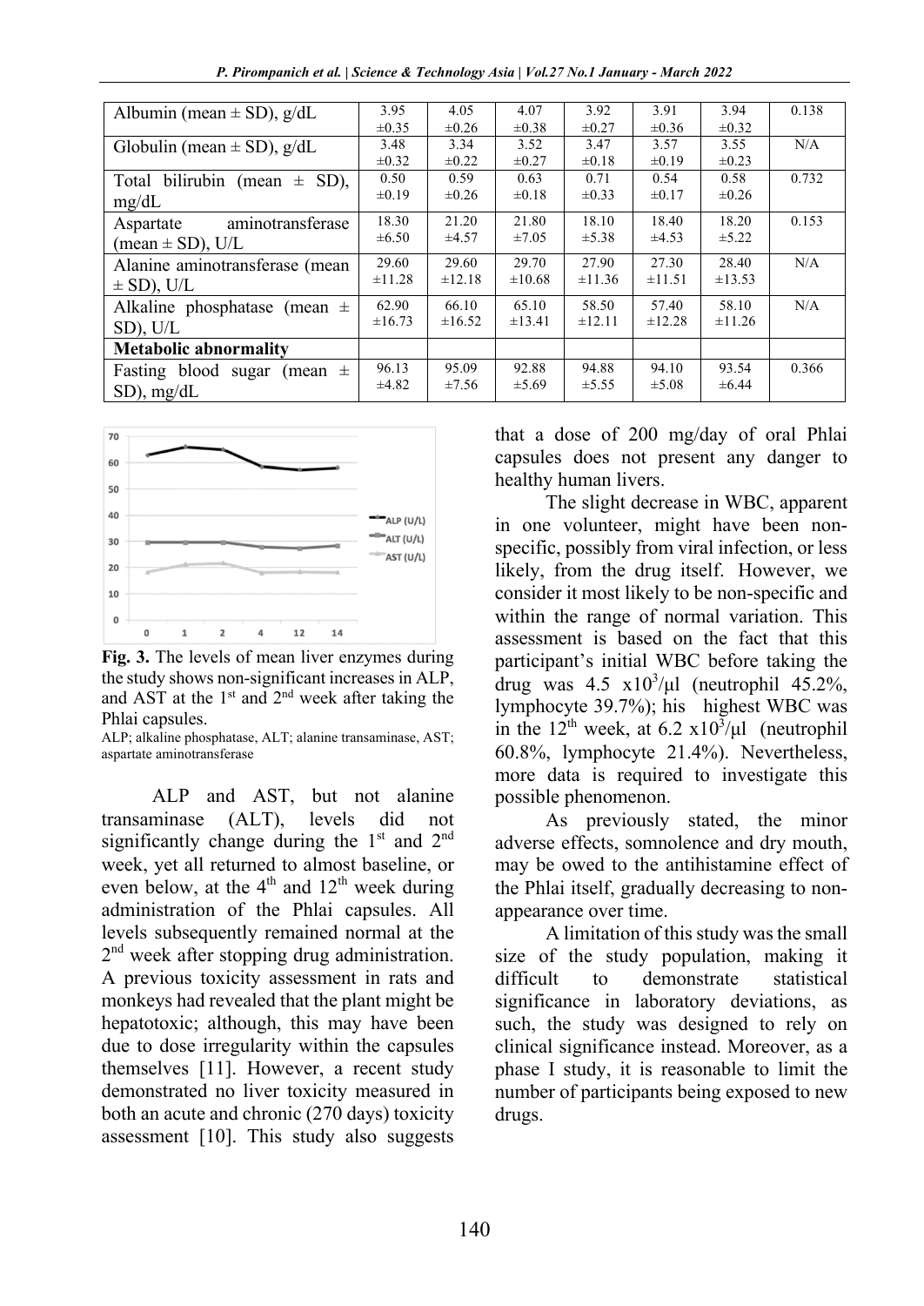| | | | | | | | |
|---|---|---|---|---|---|---|---|
| Albumin (mean ± SD), g/dL | 3.95 ±0.35 | 4.05 ±0.26 | 4.07 ±0.38 | 3.92 ±0.27 | 3.91 ±0.36 | 3.94 ±0.32 | 0.138 |
| Globulin (mean ± SD), g/dL | 3.48 ±0.32 | 3.34 ±0.22 | 3.52 ±0.27 | 3.47 ±0.18 | 3.57 ±0.19 | 3.55 ±0.23 | N/A |
| Total bilirubin (mean ± SD), mg/dL | 0.50 ±0.19 | 0.59 ±0.26 | 0.63 ±0.18 | 0.71 ±0.33 | 0.54 ±0.17 | 0.58 ±0.26 | 0.732 |
| Aspartate aminotransferase (mean ± SD), U/L | 18.30 ±6.50 | 21.20 ±4.57 | 21.80 ±7.05 | 18.10 ±5.38 | 18.40 ±4.53 | 18.20 ±5.22 | 0.153 |
| Alanine aminotransferase (mean ± SD), U/L | 29.60 ±11.28 | 29.60 ±12.18 | 29.70 ±10.68 | 27.90 ±11.36 | 27.30 ±11.51 | 28.40 ±13.53 | N/A |
| Alkaline phosphatase (mean ± SD), U/L | 62.90 ±16.73 | 66.10 ±16.52 | 65.10 ±13.41 | 58.50 ±12.11 | 57.40 ±12.28 | 58.10 ±11.26 | N/A |
| **Metabolic abnormality** | | | | | | | |
| Fasting blood sugar (mean ± SD), mg/dL | 96.13 ±4.82 | 95.09 ±7.56 | 92.88 ±5.69 | 94.88 ±5.55 | 94.10 ±5.08 | 93.54 ±6.44 | 0.366 |

**Fig. 3.** The levels of mean liver enzymes during the study shows non-significant increases in ALP, and AST at the 1st and 2nd week after taking the Phlai capsules.
ALP; alkaline phosphatase, ALT; alanine transaminase, AST; aspartate aminotransferase

ALP and AST, but not alanine transaminase (ALT), levels did not significantly change during the 1st and 2nd week, yet all returned to almost baseline, or even below, at the 4th and 12th week during administration of the Phlai capsules. All levels subsequently remained normal at the 2nd week after stopping drug administration. A previous toxicity assessment in rats and monkeys had revealed that the plant might be hepatotoxic; although, this may have been due to dose irregularity within the capsules themselves [11]. However, a recent study demonstrated no liver toxicity measured in both an acute and chronic (270 days) toxicity assessment [10]. This study also suggests that a dose of 200 mg/day of oral Phlai capsules does not present any danger to healthy human livers.

The slight decrease in WBC, apparent in one volunteer, might have been non-specific, possibly from viral infection, or less likely, from the drug itself. However, we consider it most likely to be non-specific and within the range of normal variation. This assessment is based on the fact that this participant's initial WBC before taking the drug was 4.5 $\times 10^3$/µl (neutrophil 45.2%, lymphocyte 39.7%); his highest WBC was in the 12th week, at 6.2 $\times 10^3$/µl (neutrophil 60.8%, lymphocyte 21.4%). Nevertheless, more data is required to investigate this possible phenomenon.

As previously stated, the minor adverse effects, somnolence and dry mouth, may be owed to the antihistamine effect of the Phlai itself, gradually decreasing to non-appearance over time.

A limitation of this study was the small size of the study population, making it difficult to demonstrate statistical significance in laboratory deviations, as such, the study was designed to rely on clinical significance instead. Moreover, as a phase I study, it is reasonable to limit the number of participants being exposed to new drugs.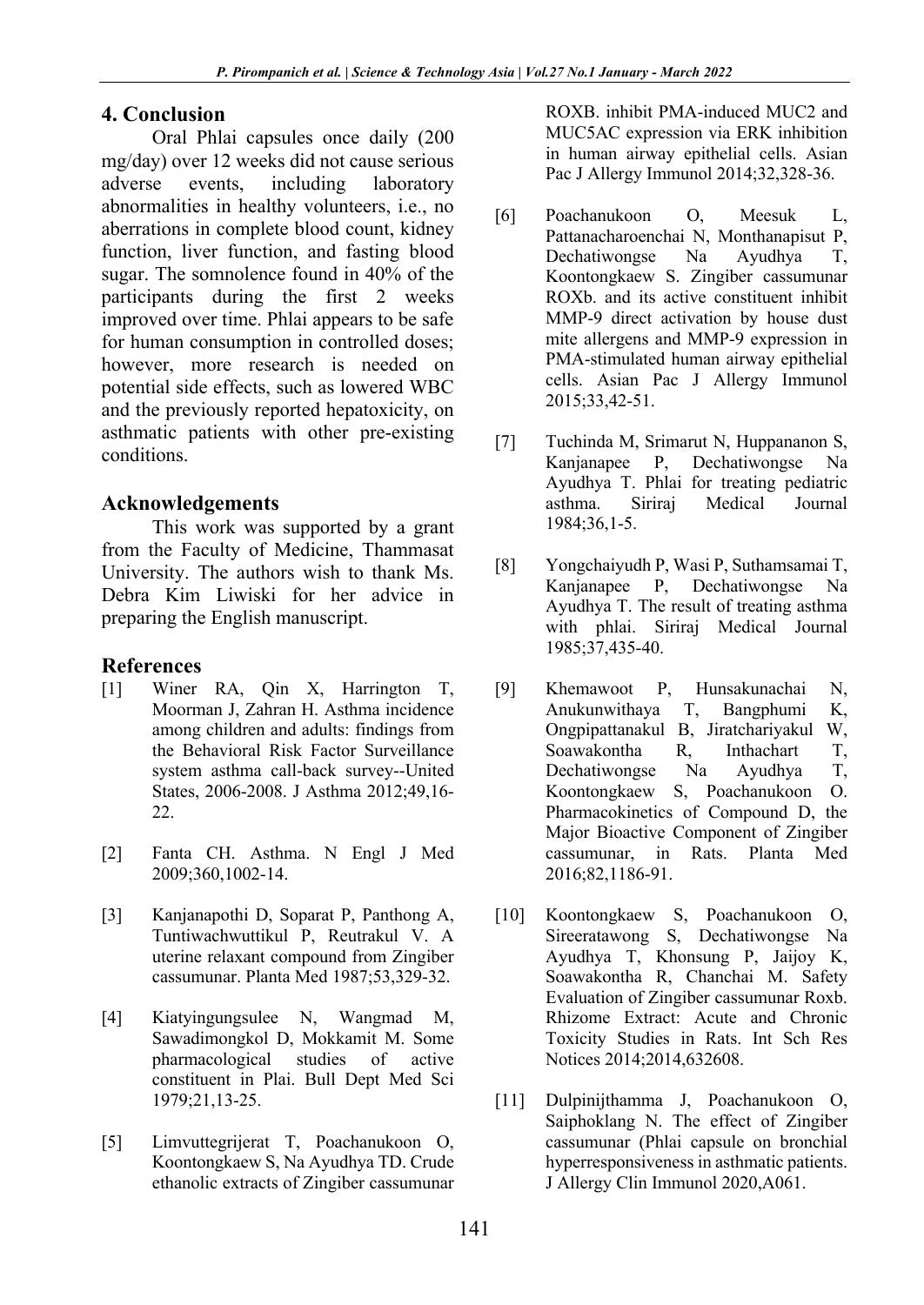## 4. Conclusion

Oral Phlai capsules once daily (200 mg/day) over 12 weeks did not cause serious adverse events, including laboratory abnormalities in healthy volunteers, i.e., no aberrations in complete blood count, kidney function, liver function, and fasting blood sugar. The somnolence found in 40% of the participants during the first 2 weeks improved over time. Phlai appears to be safe for human consumption in controlled doses; however, more research is needed on potential side effects, such as lowered WBC and the previously reported hepatoxicity, on asthmatic patients with other pre-existing conditions.

## Acknowledgements

This work was supported by a grant from the Faculty of Medicine, Thammasat University. The authors wish to thank Ms. Debra Kim Liwiski for her advice in preparing the English manuscript.

## References

[1] Winer RA, Qin X, Harrington T, Moorman J, Zahran H. Asthma incidence among children and adults: findings from the Behavioral Risk Factor Surveillance system asthma call-back survey--United States, 2006-2008. J Asthma 2012;49,16-22.

[2] Fanta CH. Asthma. N Engl J Med 2009;360,1002-14.

[3] Kanjanapothi D, Soparat P, Panthong A, Tuntiwachwuttikul P, Reutrakul V. A uterine relaxant compound from Zingiber cassumunar. Planta Med 1987;53,329-32.

[4] Kiatyingungsulee N, Wangmad M, Sawadimongkol D, Mokkamit M. Some pharmacological studies of active constituent in Plai. Bull Dept Med Sci 1979;21,13-25.

[5] Limvuttegrijerat T, Poachanukoon O, Koontongkaew S, Na Ayudhya TD. Crude ethanolic extracts of Zingiber cassumunar ROXB. inhibit PMA-induced MUC2 and MUC5AC expression via ERK inhibition in human airway epithelial cells. Asian Pac J Allergy Immunol 2014;32,328-36.

[6] Poachanukoon O, Meesuk L, Pattanacharoenchai N, Monthanapisut P, Dechatiwongse Na Ayudhya T, Koontongkaew S. Zingiber cassumunar ROXb. and its active constituent inhibit MMP-9 direct activation by house dust mite allergens and MMP-9 expression in PMA-stimulated human airway epithelial cells. Asian Pac J Allergy Immunol 2015;33,42-51.

[7] Tuchinda M, Srimarut N, Huppananon S, Kanjanapee P, Dechatiwongse Na Ayudhya T. Phlai for treating pediatric asthma. Siriraj Medical Journal 1984;36,1-5.

[8] Yongchaiyudh P, Wasi P, Suthamsamai T, Kanjanapee P, Dechatiwongse Na Ayudhya T. The result of treating asthma with phlai. Siriraj Medical Journal 1985;37,435-40.

[9] Khemawoot P, Hunsakunachai N, Anukunwithaya T, Bangphumi K, Ongpipattanakul B, Jiratchariyakul W, Soawakontha R, Inthachart T, Dechatiwongse Na Ayudhya T, Koontongkaew S, Poachanukoon O. Pharmacokinetics of Compound D, the Major Bioactive Component of Zingiber cassumunar, in Rats. Planta Med 2016;82,1186-91.

[10] Koontongkaew S, Poachanukoon O, Sireeratawong S, Dechatiwongse Na Ayudhya T, Khonsung P, Jaijoy K, Soawakontha R, Chanchai M. Safety Evaluation of Zingiber cassumunar Roxb. Rhizome Extract: Acute and Chronic Toxicity Studies in Rats. Int Sch Res Notices 2014;2014,632608.

[11] Dulpinijthamma J, Poachanukoon O, Saiphoklang N. The effect of Zingiber cassumunar (Phlai capsule on bronchial hyperresponsiveness in asthmatic patients. J Allergy Clin Immunol 2020,A061.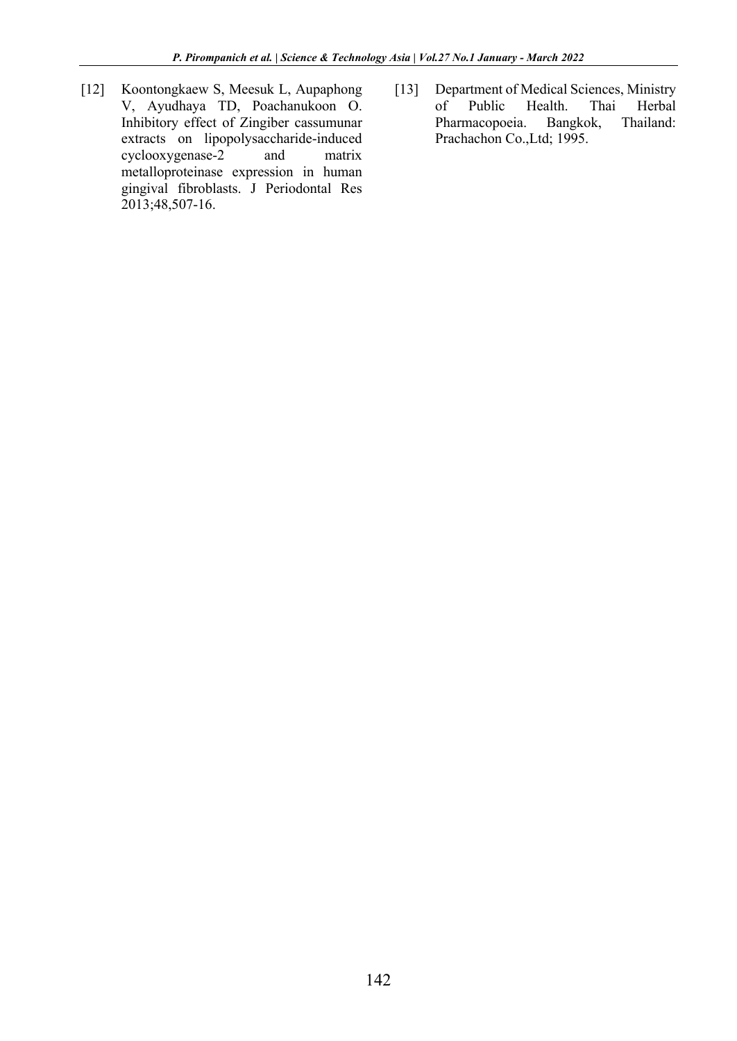[12] Koontongkaew S, Meesuk L, Aupaphong V, Ayudhaya TD, Poachanukoon O. Inhibitory effect of Zingiber cassumunar extracts on lipopolysaccharide-induced cyclooxygenase-2 and matrix metalloproteinase expression in human gingival fibroblasts. J Periodontal Res 2013;48,507-16.

[13] Department of Medical Sciences, Ministry of Public Health. Thai Herbal Pharmacopoeia. Bangkok, Thailand: Prachachon Co.,Ltd; 1995.